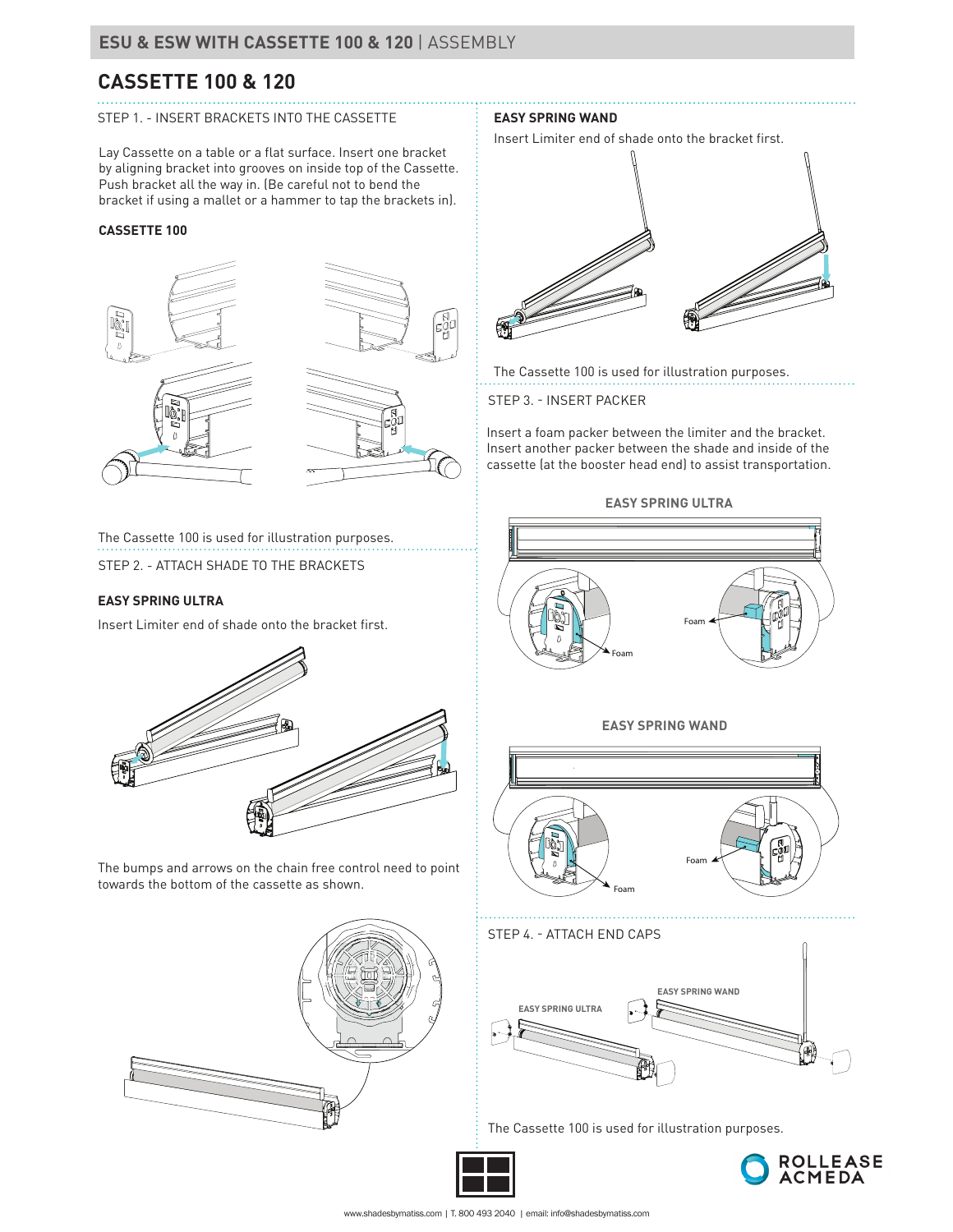# CASSETTE 100 & 120

STEP 1. - INSERT BRACKETS INTO THE CASSETTE

Lay Cassette on a table or a flat surface. Insert one bracket by aligning bracket into grooves on inside top of the Cassette. Push bracket all the way in. (Be careful not to bend the bracket if using a mallet or a hammer to tap the brackets in).

**CASSETTE 100**

The Cassette 100 is used for illustration purposes.

STEP 2. - ATTACH SHADE TO THE BRACKETS

**EASY SPRING ULTRA**

Insert Limiter end of shade onto the bracket first.

The bumps and arrows on the chain free control need to point towards the bottom of the cassette as shown.

**EASY SPRING WAND**

Insert Limiter end of shade onto the bracket first.

The Cassette 100 is used for illustration purposes.

STEP 3. - INSERT PACKER

Insert a foam packer between the limiter and the bracket. Insert another packer between the shade and inside of the cassette (at the booster head end) to assist transportation.

**EASY SPRING ULTRA**

Foam

Foam

**EASY SPRING WAND**

Foam

Foam

STEP 4. - ATTACH END CAPS

EASY SPRING ULTRA

EASY SPRING WAND

The Cassette 100 is used for illustration purposes.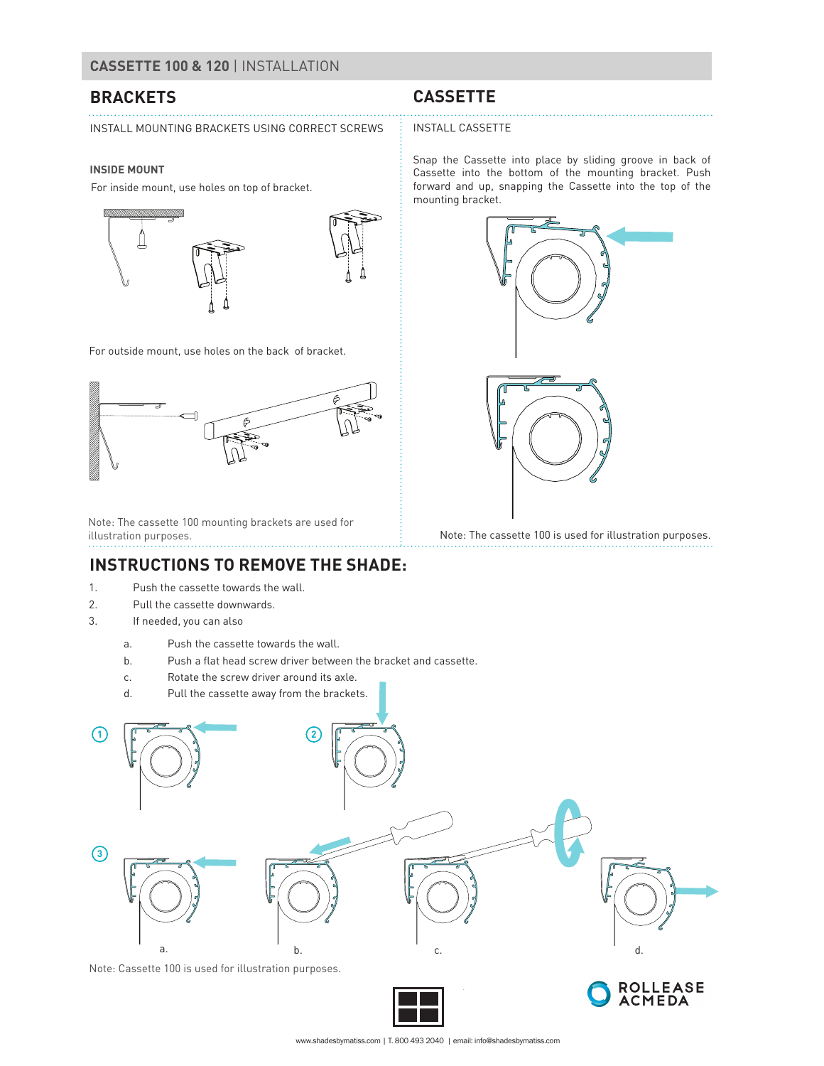## CASSETTE 100 & 120 | INSTALLATION

### BRACKETS

INSTALL MOUNTING BRACKETS USING CORRECT SCREWS

**INSIDE MOUNT**

For inside mount, use holes on top of bracket.

For outside mount, use holes on the back of bracket.

Note: The cassette 100 mounting brackets are used for illustration purposes.

### CASSETTE

INSTALL CASSETTE

Snap the Cassette into place by sliding groove in back of Cassette into the bottom of the mounting bracket. Push forward and up, snapping the Cassette into the top of the mounting bracket.

Note: The cassette 100 is used for illustration purposes.

## INSTRUCTIONS TO REMOVE THE SHADE:

1. Push the cassette towards the wall.
2. Pull the cassette downwards.
3. If needed, you can also
   a. Push the cassette towards the wall.
   b. Push a flat head screw driver between the bracket and cassette.
   c. Rotate the screw driver around its axle.
   d. Pull the cassette away from the brackets.

1

2

3

a.

b.

c.

d.

Note: Cassette 100 is used for illustration purposes.

ROLLEASE ACMEDA

www.shadesbymatiss.com | T. 800 493 2040 | email: info@shadesbymatiss.com